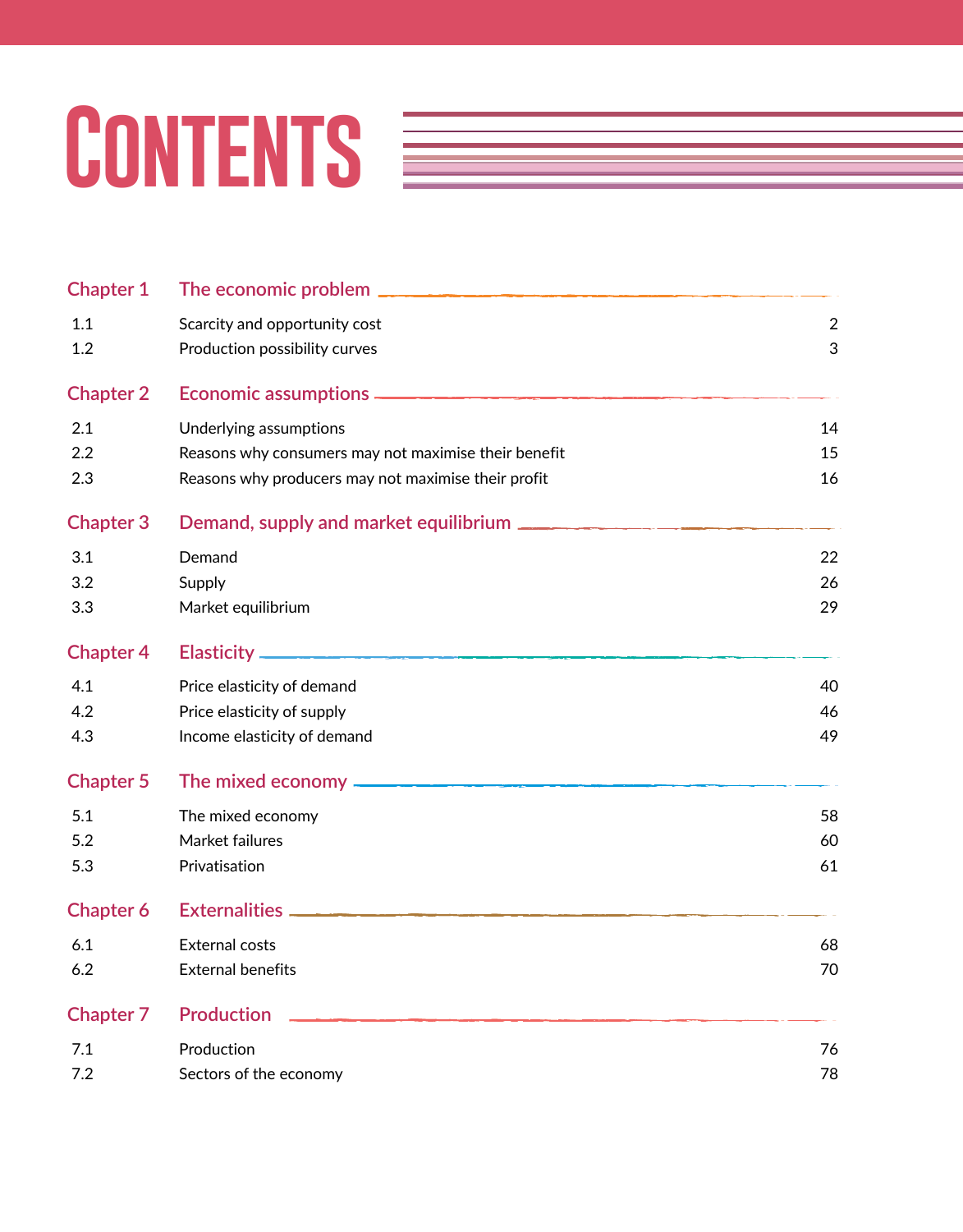# Contents

## Chapter 1 The economic problem

| | | |
|---|---|---|
| 1.1 | Scarcity and opportunity cost | 2 |
| 1.2 | Production possibility curves | 3 |

## Chapter 2 Economic assumptions

| | | |
|---|---|---|
| 2.1 | Underlying assumptions | 14 |
| 2.2 | Reasons why consumers may not maximise their benefit | 15 |
| 2.3 | Reasons why producers may not maximise their profit | 16 |

## Chapter 3 Demand, supply and market equilibrium

| | | |
|---|---|---|
| 3.1 | Demand | 22 |
| 3.2 | Supply | 26 |
| 3.3 | Market equilibrium | 29 |

## Chapter 4 Elasticity

| | | |
|---|---|---|
| 4.1 | Price elasticity of demand | 40 |
| 4.2 | Price elasticity of supply | 46 |
| 4.3 | Income elasticity of demand | 49 |

## Chapter 5 The mixed economy

| | | |
|---|---|---|
| 5.1 | The mixed economy | 58 |
| 5.2 | Market failures | 60 |
| 5.3 | Privatisation | 61 |

## Chapter 6 Externalities

| | | |
|---|---|---|
| 6.1 | External costs | 68 |
| 6.2 | External benefits | 70 |

## Chapter 7 Production

| | | |
|---|---|---|
| 7.1 | Production | 76 |
| 7.2 | Sectors of the economy | 78 |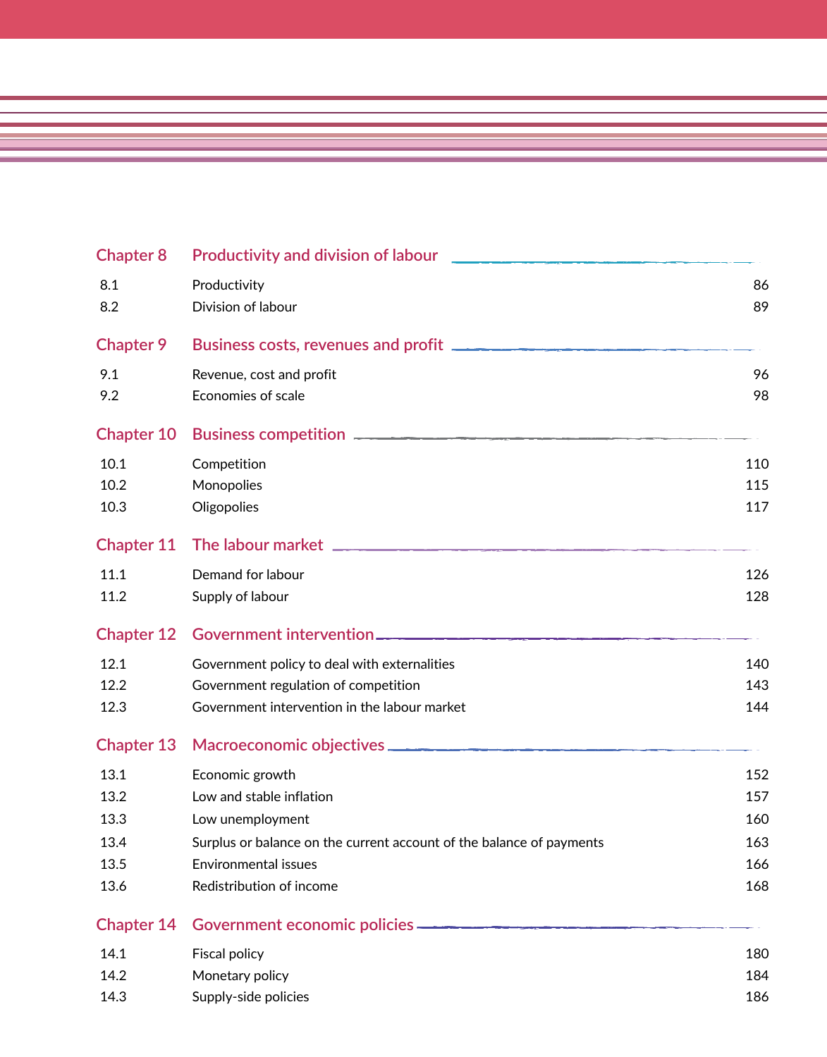## Chapter 8 Productivity and division of labour

| | | |
|---|---|---|
| 8.1 | Productivity | 86 |
| 8.2 | Division of labour | 89 |

## Chapter 9 Business costs, revenues and profit

| | | |
|---|---|---|
| 9.1 | Revenue, cost and profit | 96 |
| 9.2 | Economies of scale | 98 |

## Chapter 10 Business competition

| | | |
|---|---|---|
| 10.1 | Competition | 110 |
| 10.2 | Monopolies | 115 |
| 10.3 | Oligopolies | 117 |

## Chapter 11 The labour market

| | | |
|---|---|---|
| 11.1 | Demand for labour | 126 |
| 11.2 | Supply of labour | 128 |

## Chapter 12 Government intervention

| | | |
|---|---|---|
| 12.1 | Government policy to deal with externalities | 140 |
| 12.2 | Government regulation of competition | 143 |
| 12.3 | Government intervention in the labour market | 144 |

## Chapter 13 Macroeconomic objectives

| | | |
|---|---|---|
| 13.1 | Economic growth | 152 |
| 13.2 | Low and stable inflation | 157 |
| 13.3 | Low unemployment | 160 |
| 13.4 | Surplus or balance on the current account of the balance of payments | 163 |
| 13.5 | Environmental issues | 166 |
| 13.6 | Redistribution of income | 168 |

## Chapter 14 Government economic policies

| | | |
|---|---|---|
| 14.1 | Fiscal policy | 180 |
| 14.2 | Monetary policy | 184 |
| 14.3 | Supply-side policies | 186 |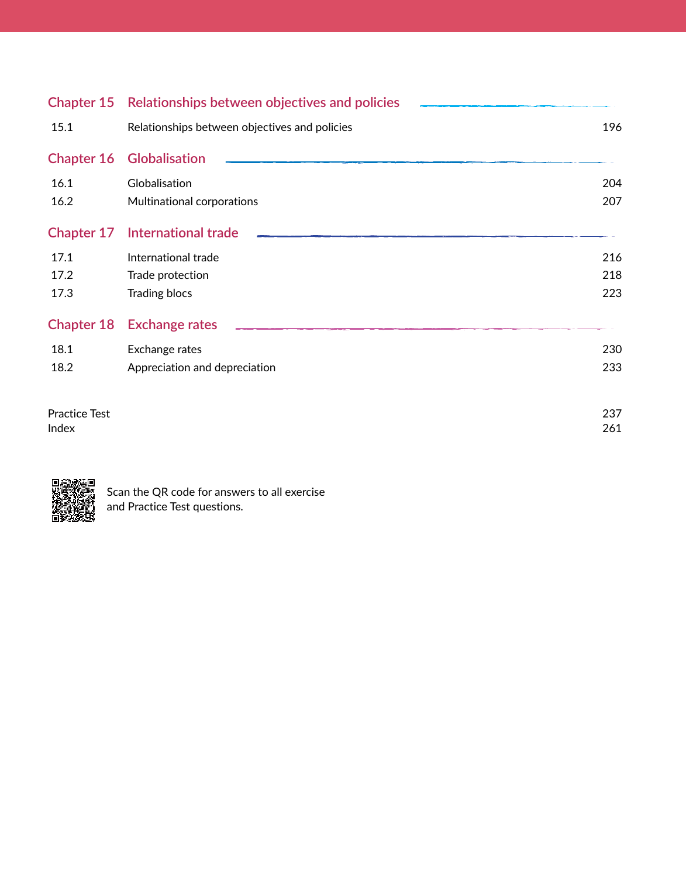## Chapter 15 Relationships between objectives and policies

| | | |
|---|---|---|
| 15.1 | Relationships between objectives and policies | 196 |

## Chapter 16 Globalisation

| | | |
|---|---|---|
| 16.1 | Globalisation | 204 |
| 16.2 | Multinational corporations | 207 |

## Chapter 17 International trade

| | | |
|---|---|---|
| 17.1 | International trade | 216 |
| 17.2 | Trade protection | 218 |
| 17.3 | Trading blocs | 223 |

## Chapter 18 Exchange rates

| | | |
|---|---|---|
| 18.1 | Exchange rates | 230 |
| 18.2 | Appreciation and depreciation | 233 |

| | |
|---|---|
| Practice Test | 237 |
| Index | 261 |

Scan the QR code for answers to all exercise and Practice Test questions.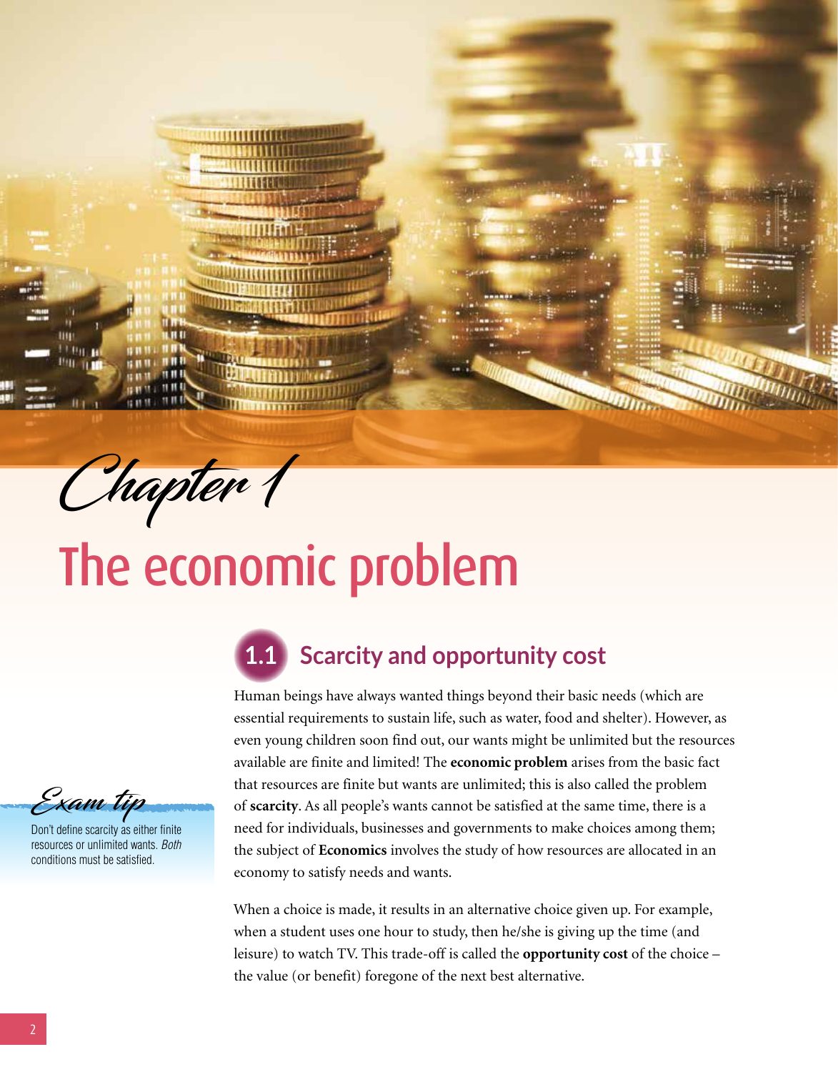# Chapter 1

# The economic problem

## 1.1 Scarcity and opportunity cost

Human beings have always wanted things beyond their basic needs (which are essential requirements to sustain life, such as water, food and shelter). However, as even young children soon find out, our wants might be unlimited but the resources available are finite and limited! The **economic problem** arises from the basic fact that resources are finite but wants are unlimited; this is also called the problem of **scarcity**. As all people's wants cannot be satisfied at the same time, there is a need for individuals, businesses and governments to make choices among them; the subject of **Economics** involves the study of how resources are allocated in an economy to satisfy needs and wants.

> *Exam tip*
>
> Don't define scarcity as either finite resources or unlimited wants. *Both* conditions must be satisfied.

When a choice is made, it results in an alternative choice given up. For example, when a student uses one hour to study, then he/she is giving up the time (and leisure) to watch TV. This trade-off is called the **opportunity cost** of the choice – the value (or benefit) foregone of the next best alternative.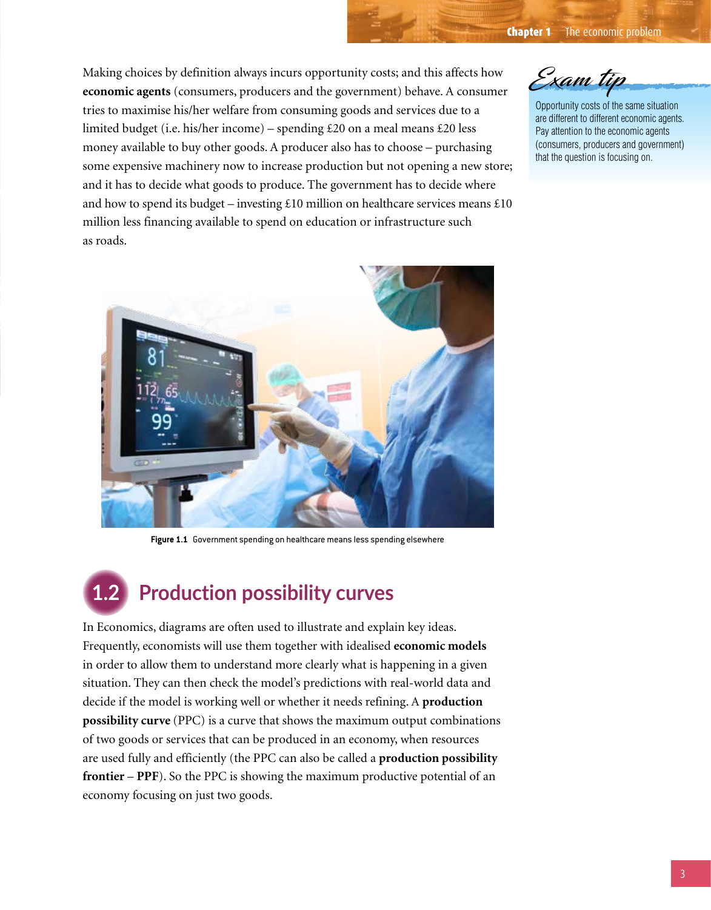Making choices by definition always incurs opportunity costs; and this affects how **economic agents** (consumers, producers and the government) behave. A consumer tries to maximise his/her welfare from consuming goods and services due to a limited budget (i.e. his/her income) – spending £20 on a meal means £20 less money available to buy other goods. A producer also has to choose – purchasing some expensive machinery now to increase production but not opening a new store; and it has to decide what goods to produce. The government has to decide where and how to spend its budget – investing £10 million on healthcare services means £10 million less financing available to spend on education or infrastructure such as roads.

*Exam tip*

Opportunity costs of the same situation are different to different economic agents. Pay attention to the economic agents (consumers, producers and government) that the question is focusing on.

**Figure 1.1** Government spending on healthcare means less spending elsewhere

## 1.2 Production possibility curves

In Economics, diagrams are often used to illustrate and explain key ideas. Frequently, economists will use them together with idealised **economic models** in order to allow them to understand more clearly what is happening in a given situation. They can then check the model's predictions with real-world data and decide if the model is working well or whether it needs refining. A **production possibility curve** (PPC) is a curve that shows the maximum output combinations of two goods or services that can be produced in an economy, when resources are used fully and efficiently (the PPC can also be called a **production possibility frontier** – **PPF**). So the PPC is showing the maximum productive potential of an economy focusing on just two goods.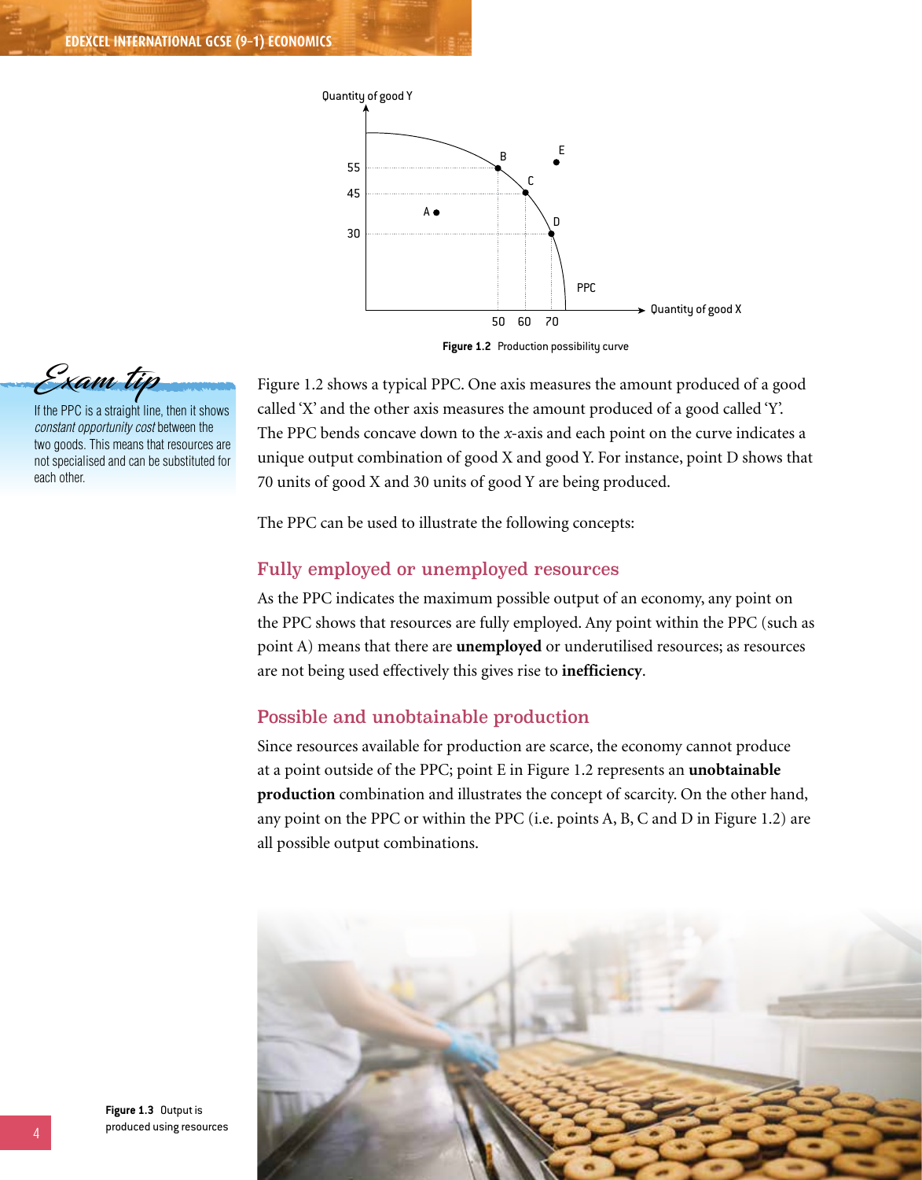Figure 1.2 Production possibility curve

## Exam tip

If the PPC is a straight line, then it shows *constant opportunity cost* between the two goods. This means that resources are not specialised and can be substituted for each other.

Figure 1.2 shows a typical PPC. One axis measures the amount produced of a good called 'X' and the other axis measures the amount produced of a good called 'Y'. The PPC bends concave down to the *x*-axis and each point on the curve indicates a unique output combination of good X and good Y. For instance, point D shows that 70 units of good X and 30 units of good Y are being produced.

The PPC can be used to illustrate the following concepts:

### Fully employed or unemployed resources

As the PPC indicates the maximum possible output of an economy, any point on the PPC shows that resources are fully employed. Any point within the PPC (such as point A) means that there are **unemployed** or underutilised resources; as resources are not being used effectively this gives rise to **inefficiency**.

### Possible and unobtainable production

Since resources available for production are scarce, the economy cannot produce at a point outside of the PPC; point E in Figure 1.2 represents an **unobtainable production** combination and illustrates the concept of scarcity. On the other hand, any point on the PPC or within the PPC (i.e. points A, B, C and D in Figure 1.2) are all possible output combinations.

Figure 1.3 Output is produced using resources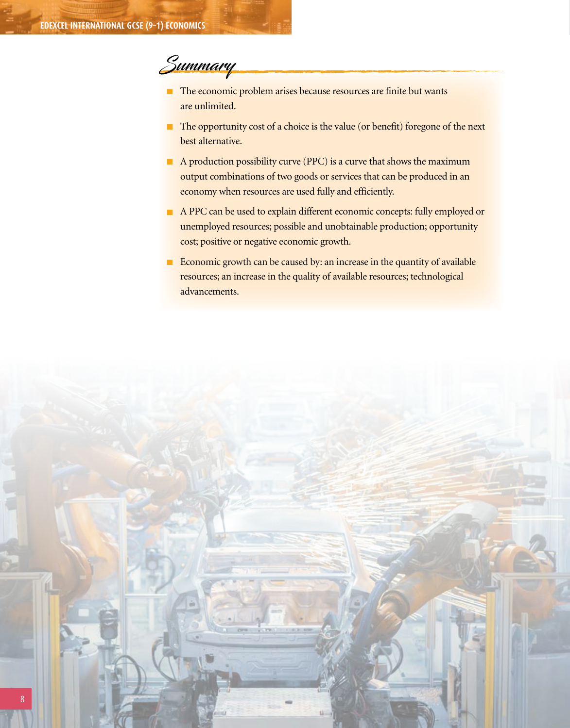## Summary

- The economic problem arises because resources are finite but wants are unlimited.
- The opportunity cost of a choice is the value (or benefit) foregone of the next best alternative.
- A production possibility curve (PPC) is a curve that shows the maximum output combinations of two goods or services that can be produced in an economy when resources are used fully and efficiently.
- A PPC can be used to explain different economic concepts: fully employed or unemployed resources; possible and unobtainable production; opportunity cost; positive or negative economic growth.
- Economic growth can be caused by: an increase in the quantity of available resources; an increase in the quality of available resources; technological advancements.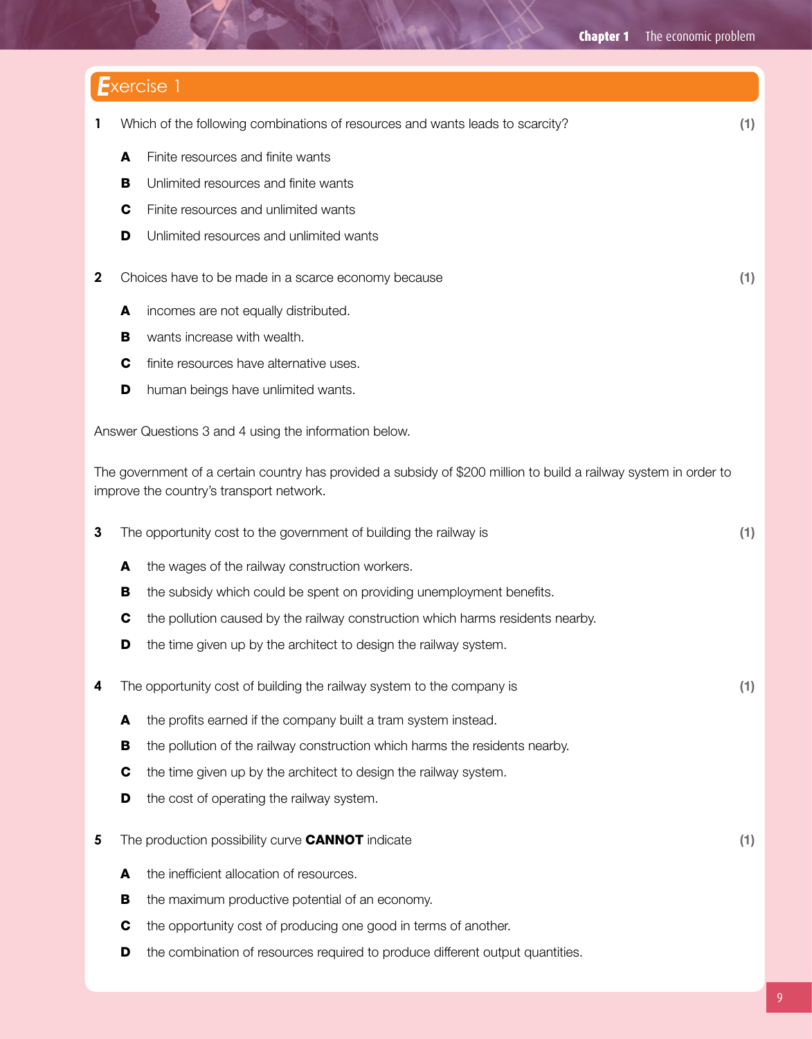## Exercise 1

**1** Which of the following combinations of resources and wants leads to scarcity? **(1)**

**A** Finite resources and finite wants

**B** Unlimited resources and finite wants

**C** Finite resources and unlimited wants

**D** Unlimited resources and unlimited wants

**2** Choices have to be made in a scarce economy because **(1)**

**A** incomes are not equally distributed.

**B** wants increase with wealth.

**C** finite resources have alternative uses.

**D** human beings have unlimited wants.

Answer Questions 3 and 4 using the information below.

The government of a certain country has provided a subsidy of $200 million to build a railway system in order to improve the country's transport network.

**3** The opportunity cost to the government of building the railway is **(1)**

**A** the wages of the railway construction workers.

**B** the subsidy which could be spent on providing unemployment benefits.

**C** the pollution caused by the railway construction which harms residents nearby.

**D** the time given up by the architect to design the railway system.

**4** The opportunity cost of building the railway system to the company is **(1)**

**A** the profits earned if the company built a tram system instead.

**B** the pollution of the railway construction which harms the residents nearby.

**C** the time given up by the architect to design the railway system.

**D** the cost of operating the railway system.

**5** The production possibility curve **CANNOT** indicate **(1)**

**A** the inefficient allocation of resources.

**B** the maximum productive potential of an economy.

**C** the opportunity cost of producing one good in terms of another.

**D** the combination of resources required to produce different output quantities.